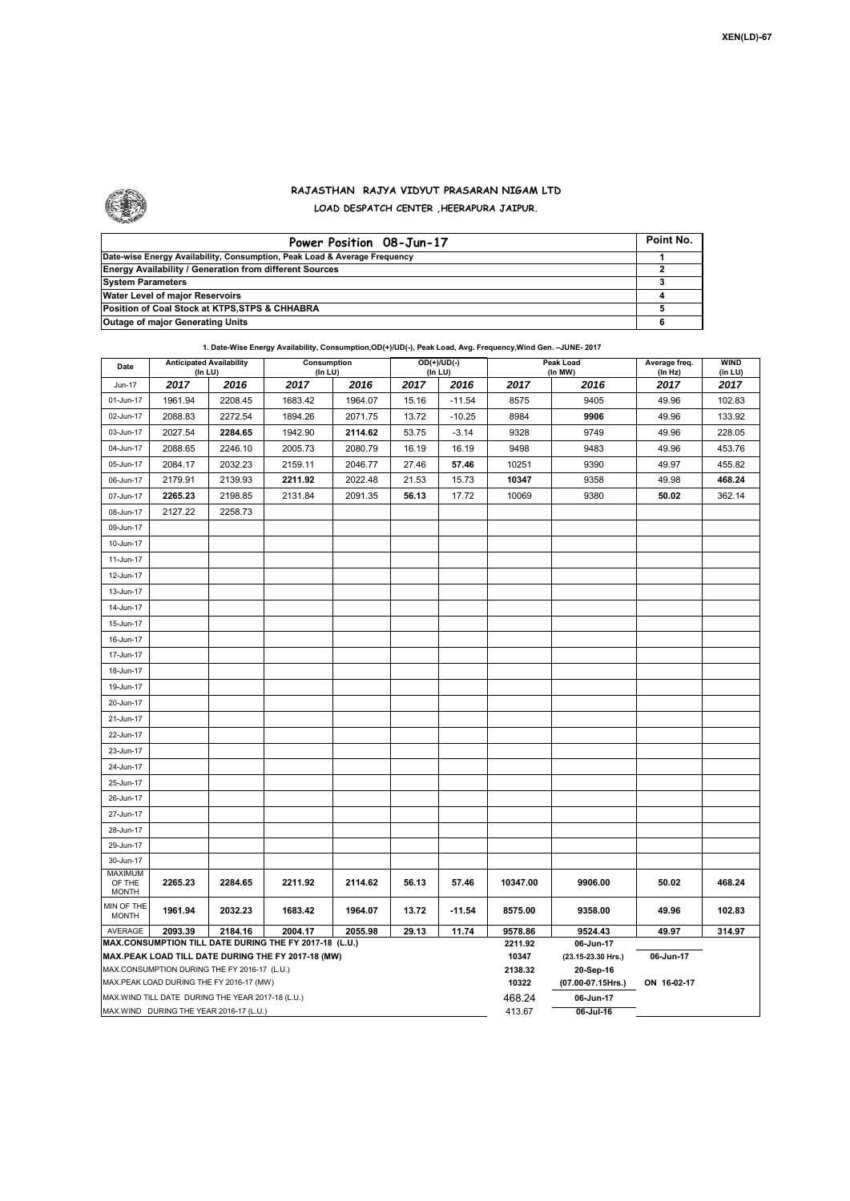XEN(LD)-67

# RAJASTHAN RAJYA VIDYUT PRASARAN NIGAM LTD

## LOAD DESPATCH CENTER ,HEERAPURA JAIPUR.

| Power Position 08-Jun-17 | Point No. |
|---|---|
| Date-wise Energy Availability, Consumption, Peak Load & Average Frequency | 1 |
| Energy Availability / Generation from different Sources | 2 |
| System Parameters | 3 |
| Water Level of major Reservoirs | 4 |
| Position of Coal Stock at KTPS,STPS & CHHABRA | 5 |
| Outage of major Generating Units | 6 |

**1. Date-Wise Energy Availability, Consumption,OD(+)/UD(-), Peak Load, Avg. Frequency,Wind Gen. –JUNE- 2017**

| Date | Anticipated Availability (In LU) | | Consumption (In LU) | | OD(+)/UD(-) (In LU) | | Peak Load (In MW) | | Average freq. (In Hz) | WIND (in LU) |
|---|---|---|---|---|---|---|---|---|---|---|
| Jun-17 | 2017 | 2016 | 2017 | 2016 | 2017 | 2016 | 2017 | 2016 | 2017 | 2017 |
| 01-Jun-17 | 1961.94 | 2208.45 | 1683.42 | 1964.07 | 15.16 | -11.54 | 8575 | 9405 | 49.96 | 102.83 |
| 02-Jun-17 | 2088.83 | 2272.54 | 1894.26 | 2071.75 | 13.72 | -10.25 | 8984 | **9906** | 49.96 | 133.92 |
| 03-Jun-17 | 2027.54 | **2284.65** | 1942.90 | **2114.62** | 53.75 | -3.14 | 9328 | 9749 | 49.96 | 228.05 |
| 04-Jun-17 | 2088.65 | 2246.10 | 2005.73 | 2080.79 | 16.19 | 16.19 | 9498 | 9483 | 49.96 | 453.76 |
| 05-Jun-17 | 2084.17 | 2032.23 | 2159.11 | 2046.77 | 27.46 | **57.46** | 10251 | 9390 | 49.97 | 455.82 |
| 06-Jun-17 | 2179.91 | 2139.93 | **2211.92** | 2022.48 | 21.53 | 15.73 | **10347** | 9358 | 49.98 | **468.24** |
| 07-Jun-17 | **2265.23** | 2198.85 | 2131.84 | 2091.35 | **56.13** | 17.72 | 10069 | 9380 | **50.02** | 362.14 |
| 08-Jun-17 | 2127.22 | 2258.73 | | | | | | | | |
| 09-Jun-17 | | | | | | | | | | |
| 10-Jun-17 | | | | | | | | | | |
| 11-Jun-17 | | | | | | | | | | |
| 12-Jun-17 | | | | | | | | | | |
| 13-Jun-17 | | | | | | | | | | |
| 14-Jun-17 | | | | | | | | | | |
| 15-Jun-17 | | | | | | | | | | |
| 16-Jun-17 | | | | | | | | | | |
| 17-Jun-17 | | | | | | | | | | |
| 18-Jun-17 | | | | | | | | | | |
| 19-Jun-17 | | | | | | | | | | |
| 20-Jun-17 | | | | | | | | | | |
| 21-Jun-17 | | | | | | | | | | |
| 22-Jun-17 | | | | | | | | | | |
| 23-Jun-17 | | | | | | | | | | |
| 24-Jun-17 | | | | | | | | | | |
| 25-Jun-17 | | | | | | | | | | |
| 26-Jun-17 | | | | | | | | | | |
| 27-Jun-17 | | | | | | | | | | |
| 28-Jun-17 | | | | | | | | | | |
| 29-Jun-17 | | | | | | | | | | |
| 30-Jun-17 | | | | | | | | | | |
| MAXIMUM OF THE MONTH | 2265.23 | 2284.65 | 2211.92 | 2114.62 | 56.13 | 57.46 | 10347.00 | 9906.00 | 50.02 | 468.24 |
| MIN OF THE MONTH | 1961.94 | 2032.23 | 1683.42 | 1964.07 | 13.72 | -11.54 | 8575.00 | 9358.00 | 49.96 | 102.83 |
| AVERAGE | 2093.39 | 2184.16 | 2004.17 | 2055.98 | 29.13 | 11.74 | 9578.86 | 9524.43 | 49.97 | 314.97 |
| MAX.CONSUMPTION TILL DATE DURING THE FY 2017-18 (L.U.) | | | | | | | 2211.92 | 06-Jun-17 | | |
| MAX.PEAK LOAD TILL DATE DURING THE FY 2017-18 (MW) | | | | | | | 10347 | (23.15-23.30 Hrs.) | 06-Jun-17 | |
| MAX.CONSUMPTION DURING THE FY 2016-17 (L.U.) | | | | | | | 2138.32 | 20-Sep-16 | | |
| MAX.PEAK LOAD DURING THE FY 2016-17 (MW) | | | | | | | 10322 | (07.00-07.15Hrs.) | ON 16-02-17 | |
| MAX.WIND TILL DATE DURING THE YEAR 2017-18 (L.U.) | | | | | | | 468.24 | 06-Jun-17 | | |
| MAX.WIND DURING THE YEAR 2016-17 (L.U.) | | | | | | | 413.67 | 06-Jul-16 | | |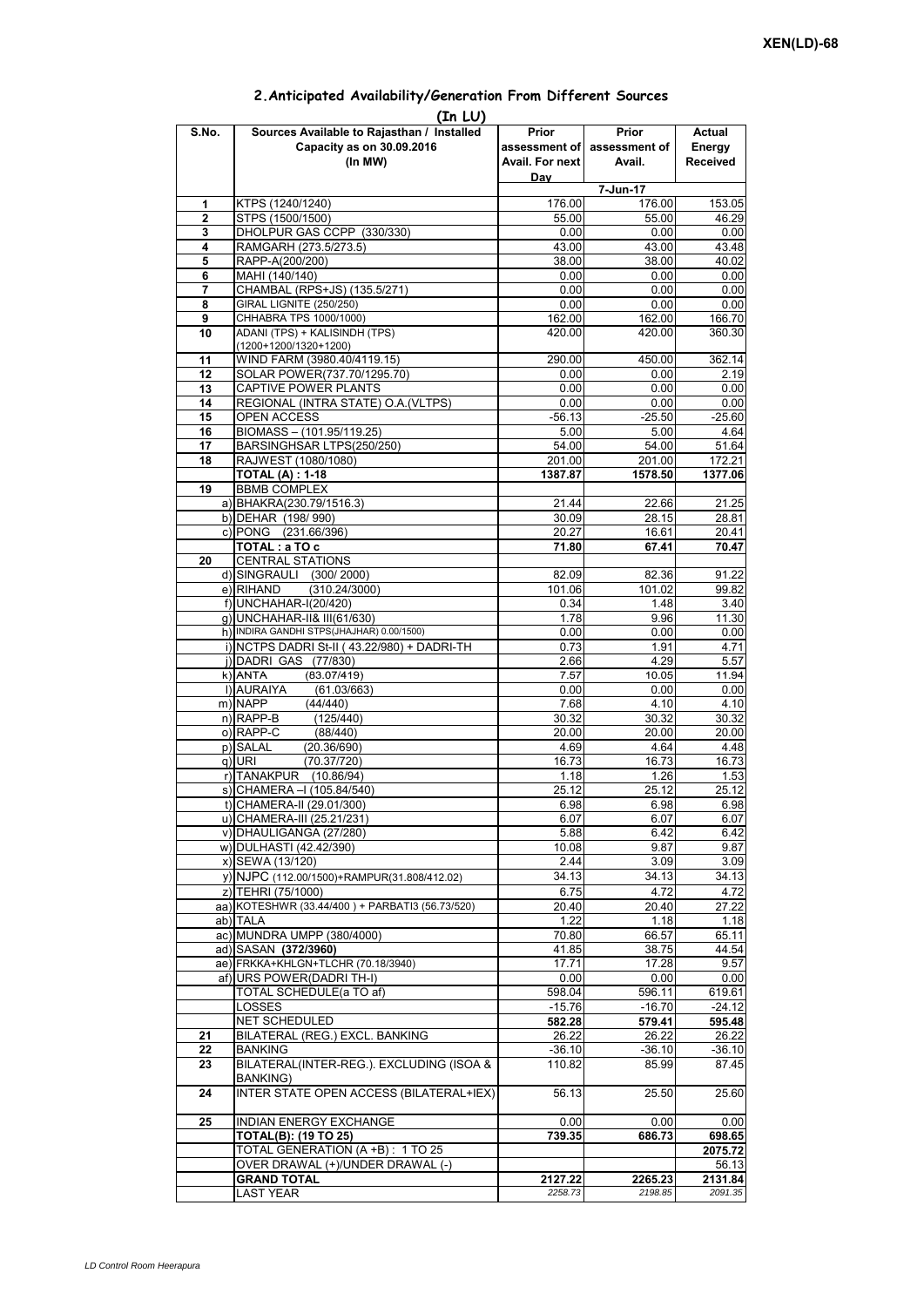XEN(LD)-68

## 2.Anticipated Availability/Generation From Different Sources

(In LU)

| S.No. | Sources Available to Rajasthan / Installed Capacity as on 30.09.2016 (In MW) | Prior assessment of Avail. For next Day | Prior assessment of Avail. | Actual Energy Received |
|---|---|---|---|---|
| | | 7-Jun-17 | | |
| 1 | KTPS (1240/1240) | 176.00 | 176.00 | 153.05 |
| 2 | STPS (1500/1500) | 55.00 | 55.00 | 46.29 |
| 3 | DHOLPUR GAS CCPP (330/330) | 0.00 | 0.00 | 0.00 |
| 4 | RAMGARH (273.5/273.5) | 43.00 | 43.00 | 43.48 |
| 5 | RAPP-A(200/200) | 38.00 | 38.00 | 40.02 |
| 6 | MAHI (140/140) | 0.00 | 0.00 | 0.00 |
| 7 | CHAMBAL (RPS+JS) (135.5/271) | 0.00 | 0.00 | 0.00 |
| 8 | GIRAL LIGNITE (250/250) | 0.00 | 0.00 | 0.00 |
| 9 | CHHABRA TPS 1000/1000) | 162.00 | 162.00 | 166.70 |
| 10 | ADANI (TPS) + KALISINDH (TPS) (1200+1200/1320+1200) | 420.00 | 420.00 | 360.30 |
| 11 | WIND FARM (3980.40/4119.15) | 290.00 | 450.00 | 362.14 |
| 12 | SOLAR POWER(737.70/1295.70) | 0.00 | 0.00 | 2.19 |
| 13 | CAPTIVE POWER PLANTS | 0.00 | 0.00 | 0.00 |
| 14 | REGIONAL (INTRA STATE) O.A.(VLTPS) | 0.00 | 0.00 | 0.00 |
| 15 | OPEN ACCESS | -56.13 | -25.50 | -25.60 |
| 16 | BIOMASS – (101.95/119.25) | 5.00 | 5.00 | 4.64 |
| 17 | BARSINGHSAR LTPS(250/250) | 54.00 | 54.00 | 51.64 |
| 18 | RAJWEST (1080/1080) | 201.00 | 201.00 | 172.21 |
| | **TOTAL (A) : 1-18** | **1387.87** | **1578.50** | **1377.06** |
| 19 | BBMB COMPLEX | | | |
| | a) BHAKRA(230.79/1516.3) | 21.44 | 22.66 | 21.25 |
| | b) DEHAR (198/ 990) | 30.09 | 28.15 | 28.81 |
| | c) PONG (231.66/396) | 20.27 | 16.61 | 20.41 |
| | **TOTAL : a TO c** | **71.80** | **67.41** | **70.47** |
| 20 | CENTRAL STATIONS | | | |
| | d) SINGRAULI (300/ 2000) | 82.09 | 82.36 | 91.22 |
| | e) RIHAND (310.24/3000) | 101.06 | 101.02 | 99.82 |
| | f) UNCHAHAR-I(20/420) | 0.34 | 1.48 | 3.40 |
| | g) UNCHAHAR-II& III(61/630) | 1.78 | 9.96 | 11.30 |
| | h) INDIRA GANDHI STPS(JHAJHAR) 0.00/1500) | 0.00 | 0.00 | 0.00 |
| | i) NCTPS DADRI St-II ( 43.22/980) + DADRI-TH | 0.73 | 1.91 | 4.71 |
| | j) DADRI GAS (77/830) | 2.66 | 4.29 | 5.57 |
| | k) ANTA (83.07/419) | 7.57 | 10.05 | 11.94 |
| | l) AURAIYA (61.03/663) | 0.00 | 0.00 | 0.00 |
| | m) NAPP (44/440) | 7.68 | 4.10 | 4.10 |
| | n) RAPP-B (125/440) | 30.32 | 30.32 | 30.32 |
| | o) RAPP-C (88/440) | 20.00 | 20.00 | 20.00 |
| | p) SALAL (20.36/690) | 4.69 | 4.64 | 4.48 |
| | q) URI (70.37/720) | 16.73 | 16.73 | 16.73 |
| | r) TANAKPUR (10.86/94) | 1.18 | 1.26 | 1.53 |
| | s) CHAMERA –I (105.84/540) | 25.12 | 25.12 | 25.12 |
| | t) CHAMERA-II (29.01/300) | 6.98 | 6.98 | 6.98 |
| | u) CHAMERA-III (25.21/231) | 6.07 | 6.07 | 6.07 |
| | v) DHAULIGANGA (27/280) | 5.88 | 6.42 | 6.42 |
| | w) DULHASTI (42.42/390) | 10.08 | 9.87 | 9.87 |
| | x) SEWA (13/120) | 2.44 | 3.09 | 3.09 |
| | y) NJPC (112.00/1500)+RAMPUR(31.808/412.02) | 34.13 | 34.13 | 34.13 |
| | z) TEHRI (75/1000) | 6.75 | 4.72 | 4.72 |
| | aa) KOTESHWR (33.44/400 ) + PARBATI3 (56.73/520) | 20.40 | 20.40 | 27.22 |
| | ab) TALA | 1.22 | 1.18 | 1.18 |
| | ac) MUNDRA UMPP (380/4000) | 70.80 | 66.57 | 65.11 |
| | ad) SASAN **(372/3960)** | 41.85 | 38.75 | 44.54 |
| | ae) FRKKA+KHLGN+TLCHR (70.18/3940) | 17.71 | 17.28 | 9.57 |
| | af) URS POWER(DADRI TH-I) | 0.00 | 0.00 | 0.00 |
| | TOTAL SCHEDULE(a TO af) | 598.04 | 596.11 | 619.61 |
| | LOSSES | -15.76 | -16.70 | -24.12 |
| | NET SCHEDULED | **582.28** | **579.41** | **595.48** |
| 21 | BILATERAL (REG.) EXCL. BANKING | 26.22 | 26.22 | 26.22 |
| 22 | BANKING | -36.10 | -36.10 | -36.10 |
| 23 | BILATERAL(INTER-REG.). EXCLUDING (ISOA & BANKING) | 110.82 | 85.99 | 87.45 |
| 24 | INTER STATE OPEN ACCESS (BILATERAL+IEX) | 56.13 | 25.50 | 25.60 |
| 25 | INDIAN ENERGY EXCHANGE | 0.00 | 0.00 | 0.00 |
| | **TOTAL(B): (19 TO 25)** | **739.35** | **686.73** | **698.65** |
| | TOTAL GENERATION (A +B) : 1 TO 25 | | | **2075.72** |
| | OVER DRAWAL (+)/UNDER DRAWAL (-) | | | 56.13 |
| | **GRAND TOTAL** | **2127.22** | **2265.23** | **2131.84** |
| | LAST YEAR | *2258.73* | *2198.85* | *2091.35* |

*LD Control Room Heerapura*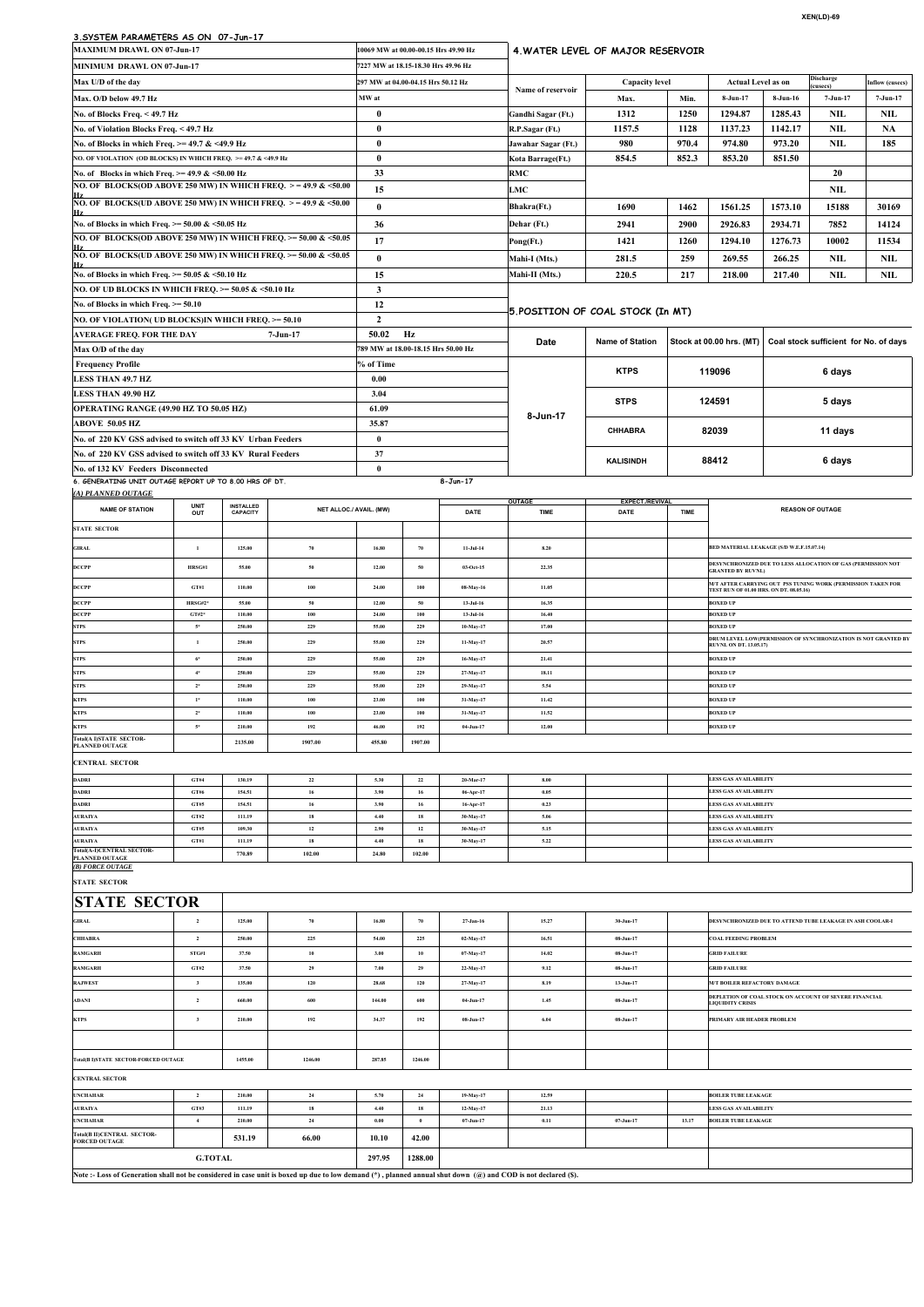XEN(LD)-69

## 3.SYSTEM PARAMETERS AS ON 07-Jun-17

| | |
|---|---|
| MAXIMUM DRAWL ON 07-Jun-17 | 10069 MW at 00.00-00.15 Hrs 49.90 Hz |
| MINIMUM DRAWL ON 07-Jun-17 | 7227 MW at 18.15-18.30 Hrs 49.96 Hz |
| Max U/D of the day | 297 MW at 04.00-04.15 Hrs 50.12 Hz |
| Max. O/D below 49.7 Hz | MW at |
| No. of Blocks Freq. < 49.7 Hz | 0 |
| No. of Violation Blocks Freq. < 49.7 Hz | 0 |
| No. of Blocks in which Freq. >= 49.7 & <49.9 Hz | 0 |
| NO. OF VIOLATION (OD BLOCKS) IN WHICH FREQ. >= 49.7 & <49.9 Hz | 0 |
| No. of Blocks in which Freq. >= 49.9 & <50.00 Hz | 33 |
| NO. OF BLOCKS(OD ABOVE 250 MW) IN WHICH FREQ. > = 49.9 & <50.00 Hz | 15 |
| NO. OF BLOCKS(UD ABOVE 250 MW) IN WHICH FREQ. > = 49.9 & <50.00 Hz | 0 |
| No. of Blocks in which Freq. >= 50.00 & <50.05 Hz | 36 |
| NO. OF BLOCKS(OD ABOVE 250 MW) IN WHICH FREQ. >= 50.00 & <50.05 Hz | 17 |
| NO. OF BLOCKS(UD ABOVE 250 MW) IN WHICH FREQ. >= 50.00 & <50.05 Hz | 0 |
| No. of Blocks in which Freq. >= 50.05 & <50.10 Hz | 15 |
| NO. OF UD BLOCKS IN WHICH FREQ. >= 50.05 & <50.10 Hz | 3 |
| No. of Blocks in which Freq. >= 50.10 | 12 |
| NO. OF VIOLATION( UD BLOCKS)IN WHICH FREQ. >= 50.10 | 2 |
| AVERAGE FREQ. FOR THE DAY 7-Jun-17 | 50.02 Hz |
| Max O/D of the day | 789 MW at 18.00-18.15 Hrs 50.00 Hz |
| Frequency Profile | % of Time |
| LESS THAN 49.7 HZ | 0.00 |
| LESS THAN 49.90 HZ | 3.04 |
| OPERATING RANGE (49.90 HZ TO 50.05 HZ) | 61.09 |
| ABOVE 50.05 HZ | 35.87 |
| No. of 220 KV GSS advised to switch off 33 KV Urban Feeders | 0 |
| No. of 220 KV GSS advised to switch off 33 KV Rural Feeders | 37 |
| No. of 132 KV Feeders Disconnected | 0 |

## 4.WATER LEVEL OF MAJOR RESERVOIR

| Name of reservoir | Capacity level | | Actual Level as on | | Discharge (cusecs) | Inflow (cusecs) |
|---|---|---|---|---|---|---|
| | Max. | Min. | 8-Jun-17 | 8-Jun-16 | 7-Jun-17 | 7-Jun-17 |
| Gandhi Sagar (Ft.) | 1312 | 1250 | 1294.87 | 1285.43 | NIL | NIL |
| R.P.Sagar (Ft.) | 1157.5 | 1128 | 1137.23 | 1142.17 | NIL | NA |
| Jawahar Sagar (Ft.) | 980 | 970.4 | 974.80 | 973.20 | NIL | 185 |
| Kota Barrage(Ft.) | 854.5 | 852.3 | 853.20 | 851.50 | | |
| RMC | | | | | 20 | |
| LMC | | | | | NIL | |
| Bhakra(Ft.) | 1690 | 1462 | 1561.25 | 1573.10 | 15188 | 30169 |
| Dehar (Ft.) | 2941 | 2900 | 2926.83 | 2934.71 | 7852 | 14124 |
| Pong(Ft.) | 1421 | 1260 | 1294.10 | 1276.73 | 10002 | 11534 |
| Mahi-I (Mts.) | 281.5 | 259 | 269.55 | 266.25 | NIL | NIL |
| Mahi-II (Mts.) | 220.5 | 217 | 218.00 | 217.40 | NIL | NIL |

## 5.POSITION OF COAL STOCK (In MT)

| Date | Name of Station | Stock at 00.00 hrs. (MT) | Coal stock sufficient for No. of days |
|---|---|---|---|
| 8-Jun-17 | KTPS | 119096 | 6 days |
| | STPS | 124591 | 5 days |
| | CHHABRA | 82039 | 11 days |
| | KALISINDH | 88412 | 6 days |

## 6. GENERATING UNIT OUTAGE REPORT UP TO 8.00 HRS OF DT. 8-Jun-17

*(A) PLANNED OUTAGE*

| NAME OF STATION | UNIT OUT | INSTALLED CAPACITY | NET ALLOC./ AVAIL. (MW) | | | OUTAGE DATE | OUTAGE TIME | EXPECT./REVIVAL DATE | EXPECT./REVIVAL TIME | REASON OF OUTAGE |
|---|---|---|---|---|---|---|---|---|---|---|
| **STATE SECTOR** | | | | | | | | | | |
| GIRAL | 1 | 125.00 | 70 | 16.80 | 70 | 11-Jul-14 | 8.20 | | | BED MATERIAL LEAKAGE (S/D W.E.F.15.07.14) |
| DCCPP | HRSG#1 | 55.00 | 50 | 12.00 | 50 | 03-Oct-15 | 22.35 | | | DESYNCHRONIZED DUE TO LESS ALLOCATION OF GAS (PERMISSION NOT GRANTED BY RUVNL) |
| DCCPP | GT#1 | 110.00 | 100 | 24.00 | 100 | 08-May-16 | 11.05 | | | S/T AFTER CARRYING OUT PSS TUNING WORK (PERMISSION TAKEN FOR TEST RUN OF 01.00 HRS. ON DT. 08.05.16) |
| DCCPP | HRSG#2* | 55.00 | 50 | 12.00 | 50 | 13-Jul-16 | 16.35 | | | BOXED UP |
| DCCPP | GT#2* | 110.00 | 100 | 24.00 | 100 | 13-Jul-16 | 16.40 | | | BOXED UP |
| STPS | 5* | 250.00 | 229 | 55.00 | 229 | 10-May-17 | 17.00 | | | BOXED UP |
| STPS | 1 | 250.00 | 229 | 55.00 | 229 | 11-May-17 | 20.57 | | | DRUM LEVEL LOW(PERMISSION OF SYNCHRONIZATION IS NOT GRANTED BY RUVNL ON DT. 13.05.17) |
| STPS | 6* | 250.00 | 229 | 55.00 | 229 | 16-May-17 | 21.41 | | | BOXED UP |
| STPS | 4* | 250.00 | 229 | 55.00 | 229 | 27-May-17 | 18.11 | | | BOXED UP |
| STPS | 2* | 250.00 | 229 | 55.00 | 229 | 29-May-17 | 5.54 | | | BOXED UP |
| KTPS | 1* | 110.00 | 100 | 23.00 | 100 | 31-May-17 | 11.42 | | | BOXED UP |
| KTPS | 2* | 110.00 | 100 | 23.00 | 100 | 31-May-17 | 11.52 | | | BOXED UP |
| KTPS | 5* | 210.00 | 192 | 46.00 | 192 | 04-Jun-17 | 12.00 | | | BOXED UP |
| Total(A I)STATE SECTOR-PLANNED OUTAGE | | 2135.00 | 1907.00 | 455.80 | 1907.00 | | | | | |
| **CENTRAL SECTOR** | | | | | | | | | | |
| DADRI | GT#4 | 130.19 | 22 | 5.30 | 22 | 20-Mar-17 | 8.00 | | | LESS GAS AVAILABILITY |
| DADRI | GT#6 | 154.51 | 16 | 3.90 | 16 | 06-Apr-17 | 0.05 | | | LESS GAS AVAILABILITY |
| DADRI | GT#5 | 154.51 | 16 | 3.90 | 16 | 16-Apr-17 | 0.23 | | | LESS GAS AVAILABILITY |
| AURAIYA | GT#2 | 111.19 | 18 | 4.40 | 18 | 30-May-17 | 5.06 | | | LESS GAS AVAILABILITY |
| AURAIYA | GT#5 | 109.30 | 12 | 2.90 | 12 | 30-May-17 | 5.15 | | | LESS GAS AVAILABILITY |
| AURAIYA | GT#1 | 111.19 | 18 | 4.40 | 18 | 30-May-17 | 5.22 | | | LESS GAS AVAILABILITY |
| Total(A-I)CENTRAL SECTOR-PLANNED OUTAGE | | 770.89 | 102.00 | 24.80 | 102.00 | | | | | |

*(B) FORCE OUTAGE*

| NAME OF STATION | UNIT OUT | INSTALLED CAPACITY | NET ALLOC./ AVAIL. (MW) | | | OUTAGE DATE | OUTAGE TIME | EXPECT./REVIVAL DATE | EXPECT./REVIVAL TIME | REASON OF OUTAGE |
|---|---|---|---|---|---|---|---|---|---|---|
| **STATE SECTOR** | | | | | | | | | | |
| GIRAL | 2 | 125.00 | 70 | 16.80 | 70 | 27-Jan-16 | 15.27 | 30-Jun-17 | | DESYNCHRONIZED DUE TO ATTEND TUBE LEAKAGE IN ASH COOLAR-I |
| CHHABRA | 2 | 250.00 | 225 | 54.00 | 225 | 02-May-17 | 16.51 | 08-Jun-17 | | COAL FEEDING PROBLEM |
| RAMGARH | STG#1 | 37.50 | 10 | 3.00 | 10 | 07-May-17 | 14.02 | 08-Jun-17 | | GRID FAILURE |
| RAMGARH | GT#2 | 37.50 | 29 | 7.00 | 29 | 22-May-17 | 9.12 | 08-Jun-17 | | GRID FAILURE |
| RAJWEST | 3 | 135.00 | 120 | 28.68 | 120 | 27-May-17 | 8.19 | 13-Jun-17 | | S/T BOILER REFACTORY DAMAGE |
| ADANI | 2 | 660.00 | 600 | 144.00 | 600 | 04-Jun-17 | 1.45 | 08-Jun-17 | | DEPLETION OF COAL STOCK ON ACCOUNT OF SEVERE FINANCIAL LIQUIDITY CRISIS |
| KTPS | 3 | 210.00 | 192 | 34.37 | 192 | 08-Jun-17 | 6.04 | 08-Jun-17 | | PRIMARY AIR HEADER PROBLEM |
| Total(B I)STATE SECTOR-FORCED OUTAGE | | 1455.00 | 1246.00 | 287.85 | 1246.00 | | | | | |
| **CENTRAL SECTOR** | | | | | | | | | | |
| UNCHAHAR | 2 | 210.00 | 24 | 5.70 | 24 | 19-May-17 | 12.59 | | | BOILER TUBE LEAKAGE |
| AURAIYA | GT#3 | 111.19 | 18 | 4.40 | 18 | 12-May-17 | 21.13 | | | LESS GAS AVAILABILITY |
| UNCHAHAR | 4 | 210.00 | 24 | 0.00 | 0 | 07-Jun-17 | 0.11 | 07-Jun-17 | 13.17 | BOILER TUBE LEAKAGE |
| Total(B II)CENTRAL SECTOR-FORCED OUTAGE | | 531.19 | 66.00 | 10.10 | 42.00 | | | | | |
| G.TOTAL | | | | 297.95 | 1288.00 | | | | | |

Note :- Loss of Generation shall not be considered in case unit is boxed up due to low demand (*) , planned annual shut down (@) and COD is not declared ($).